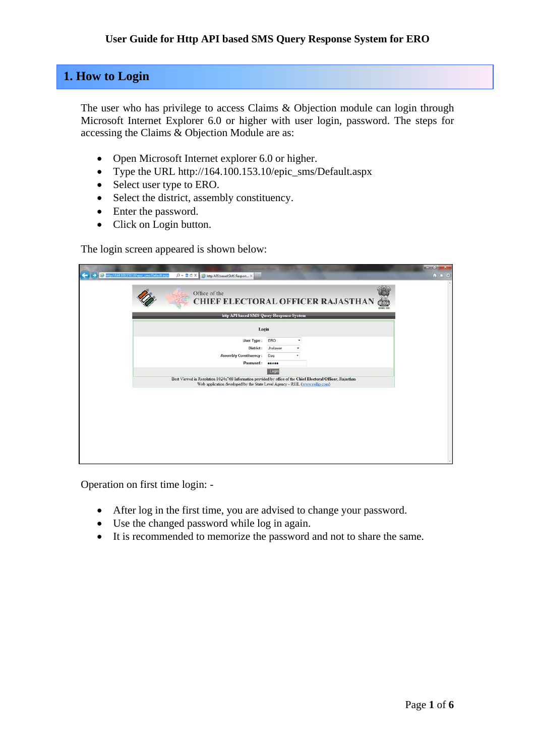User Guide for Http API based SMS Query Response System for ERO

# 1. How to Login

The user who has privilege to access Claims & Objection module can login through Microsoft Internet Explorer 6.0 or higher with user login, password. The steps for accessing the Claims & Objection Module are as:

- Open Microsoft Internet explorer 6.0 or higher.
- Type the URL http://164.100.153.10/epic_sms/Default.aspx
- Select user type to ERO.
- Select the district, assembly constituency.
- Enter the password.
- Click on Login button.

The login screen appeared is shown below:

Operation on first time login: -

- After log in the first time, you are advised to change your password.
- Use the changed password while log in again.
- It is recommended to memorize the password and not to share the same.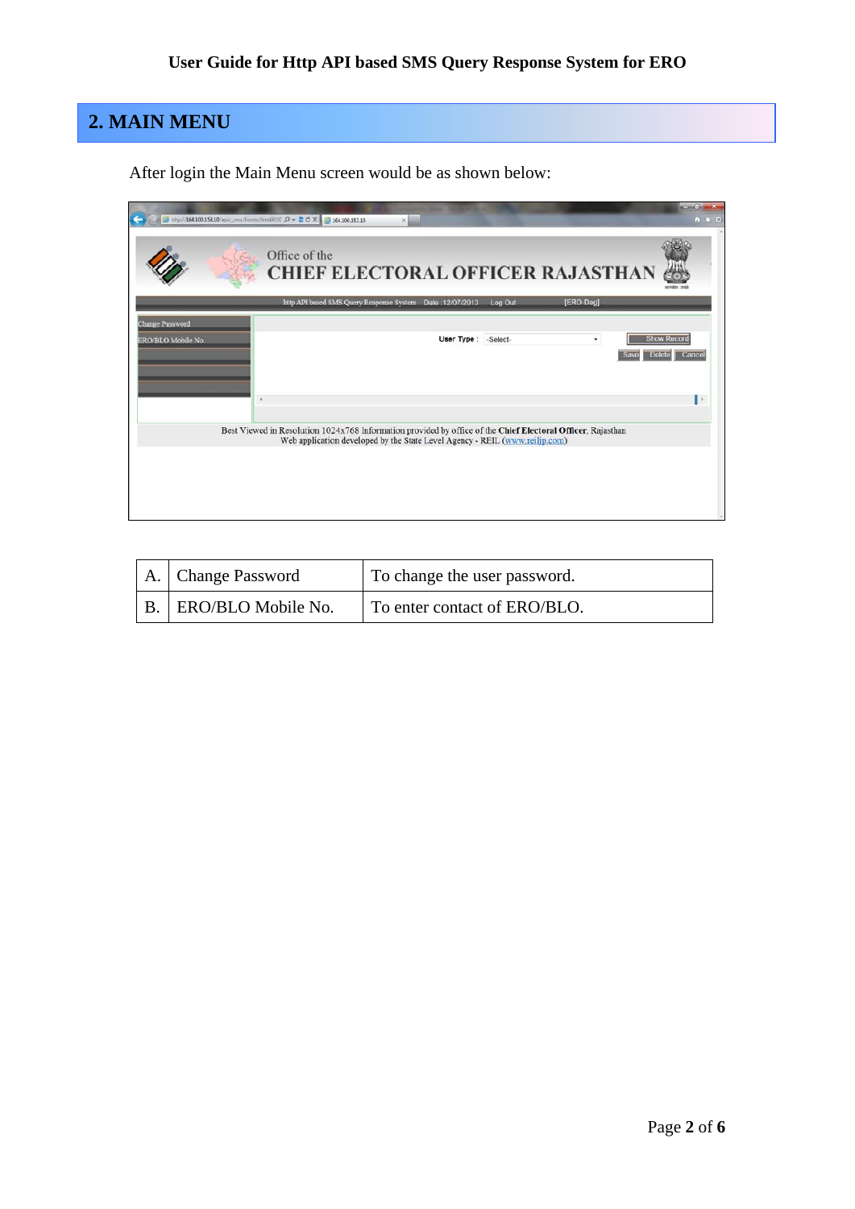## 2. MAIN MENU

After login the Main Menu screen would be as shown below:

| A. | Change Password | To change the user password. |
|---|---|---|
| B. | ERO/BLO Mobile No. | To enter contact of ERO/BLO. |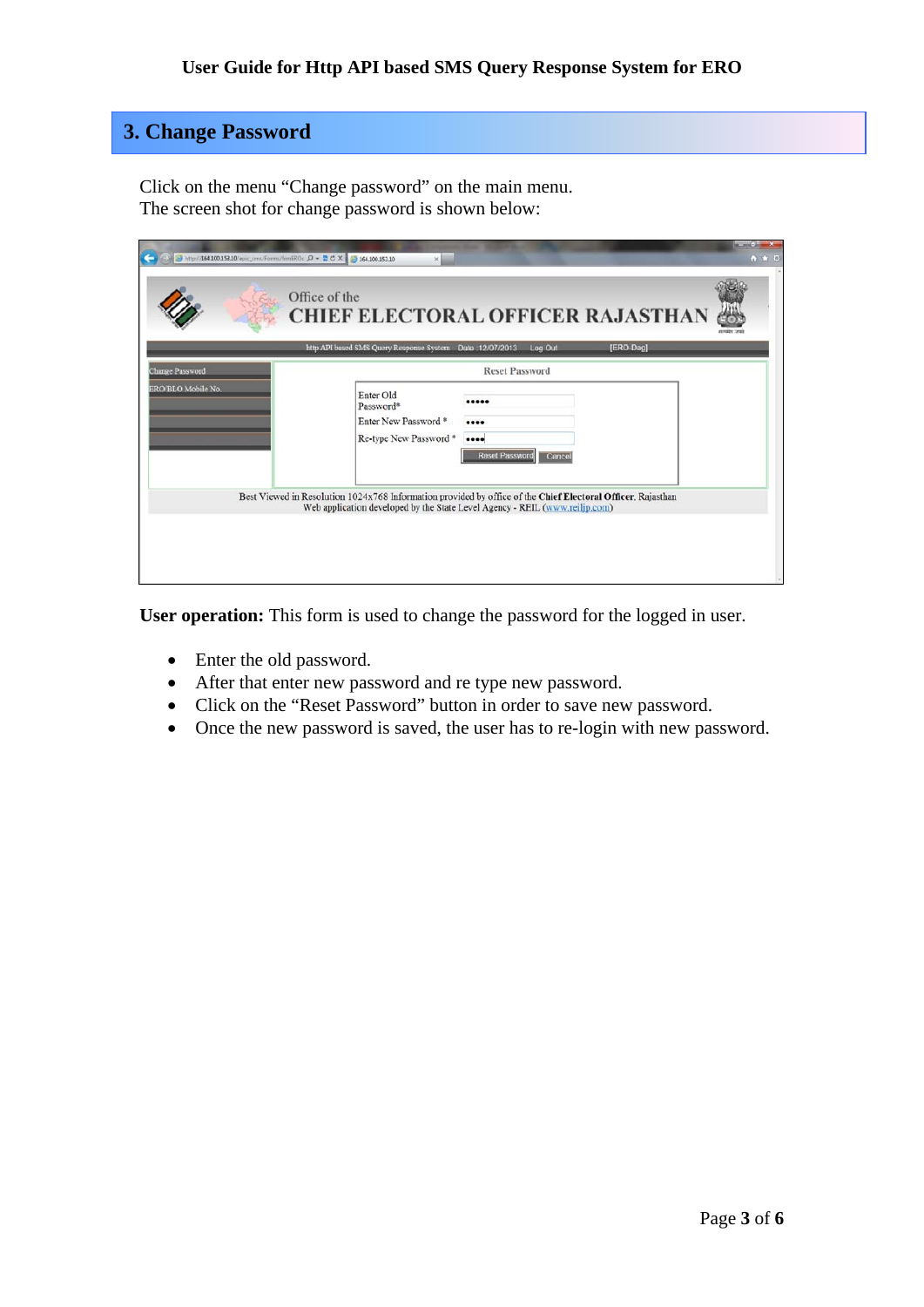## 3. Change Password

Click on the menu "Change password" on the main menu.
The screen shot for change password is shown below:

**User operation:** This form is used to change the password for the logged in user.

- Enter the old password.
- After that enter new password and re type new password.
- Click on the "Reset Password" button in order to save new password.
- Once the new password is saved, the user has to re-login with new password.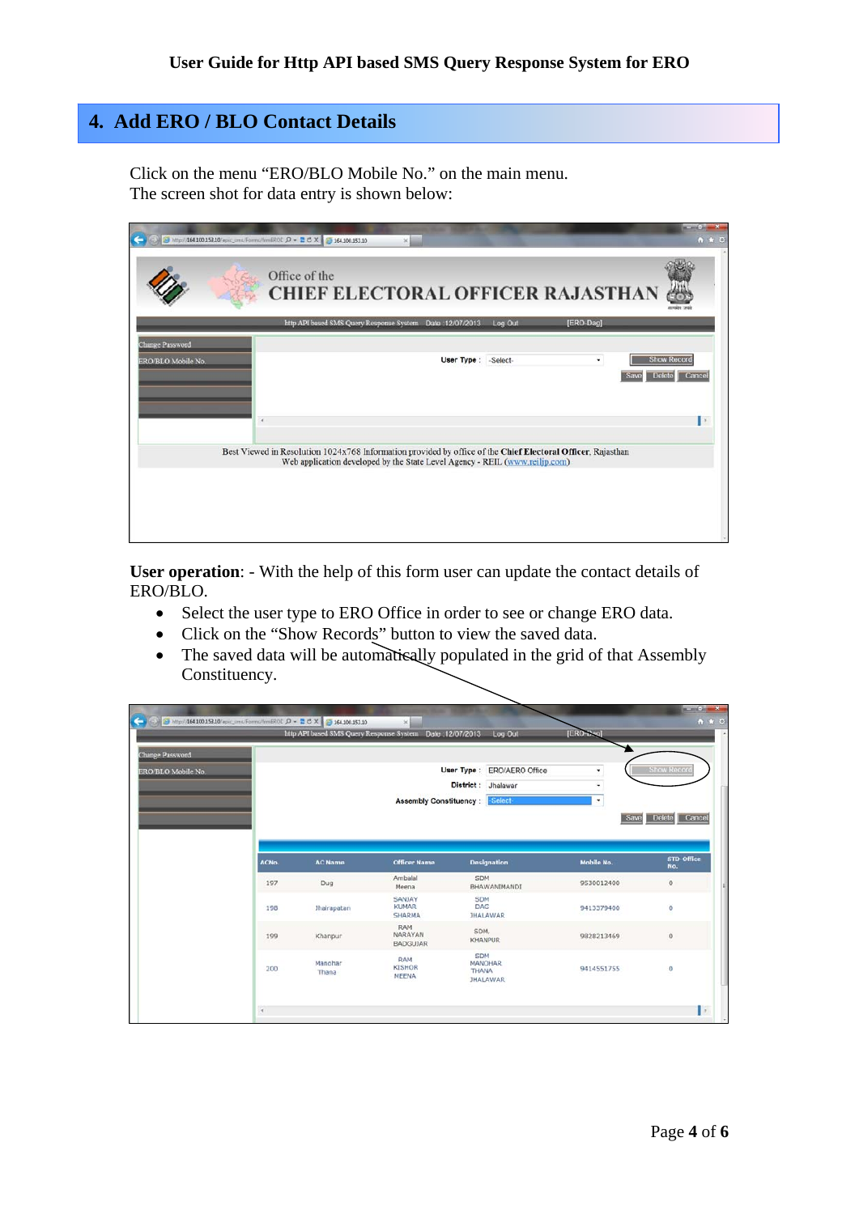## 4. Add ERO / BLO Contact Details

Click on the menu “ERO/BLO Mobile No.” on the main menu.
The screen shot for data entry is shown below:

**User operation**: - With the help of this form user can update the contact details of ERO/BLO.

- Select the user type to ERO Office in order to see or change ERO data.
- Click on the “Show Records” button to view the saved data.
- The saved data will be automatically populated in the grid of that Assembly Constituency.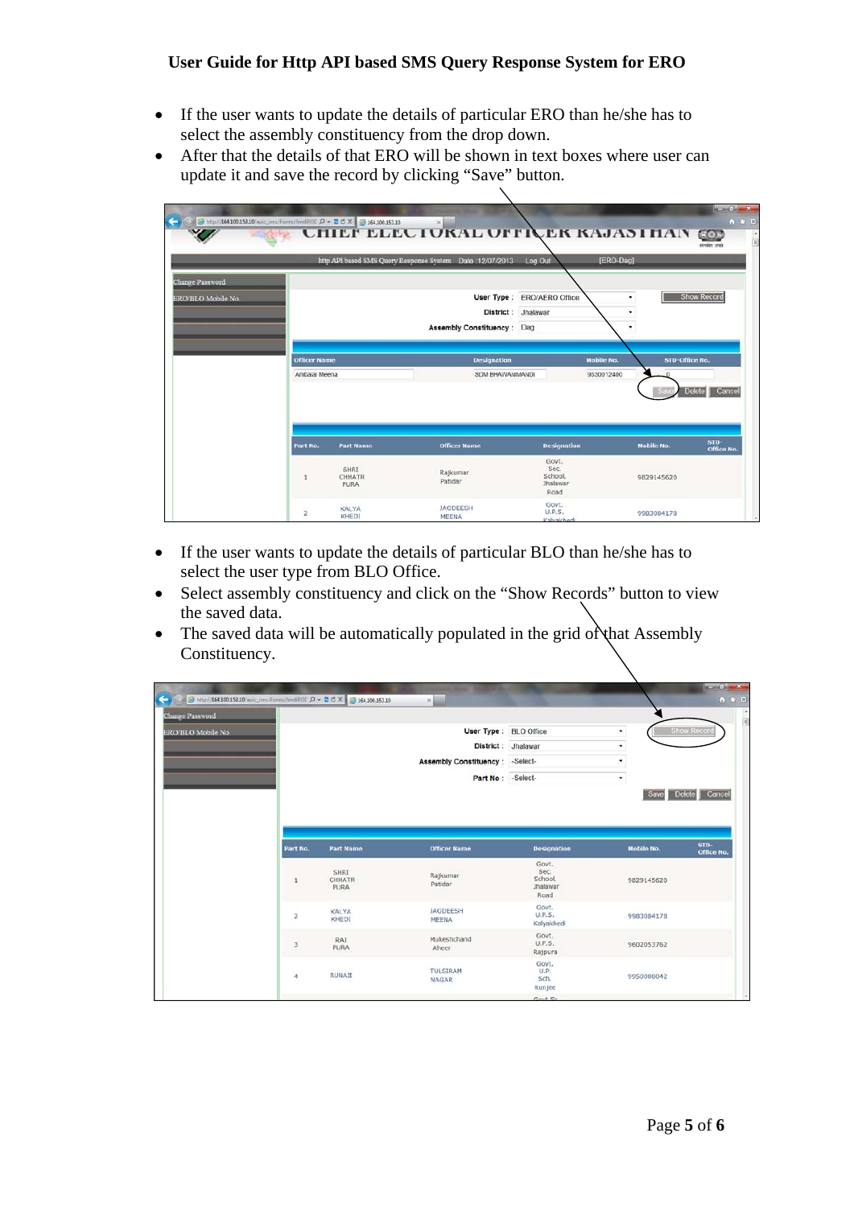- If the user wants to update the details of particular ERO than he/she has to select the assembly constituency from the drop down.
- After that the details of that ERO will be shown in text boxes where user can update it and save the record by clicking "Save" button.

- If the user wants to update the details of particular BLO than he/she has to select the user type from BLO Office.
- Select assembly constituency and click on the "Show Records" button to view the saved data.
- The saved data will be automatically populated in the grid of that Assembly Constituency.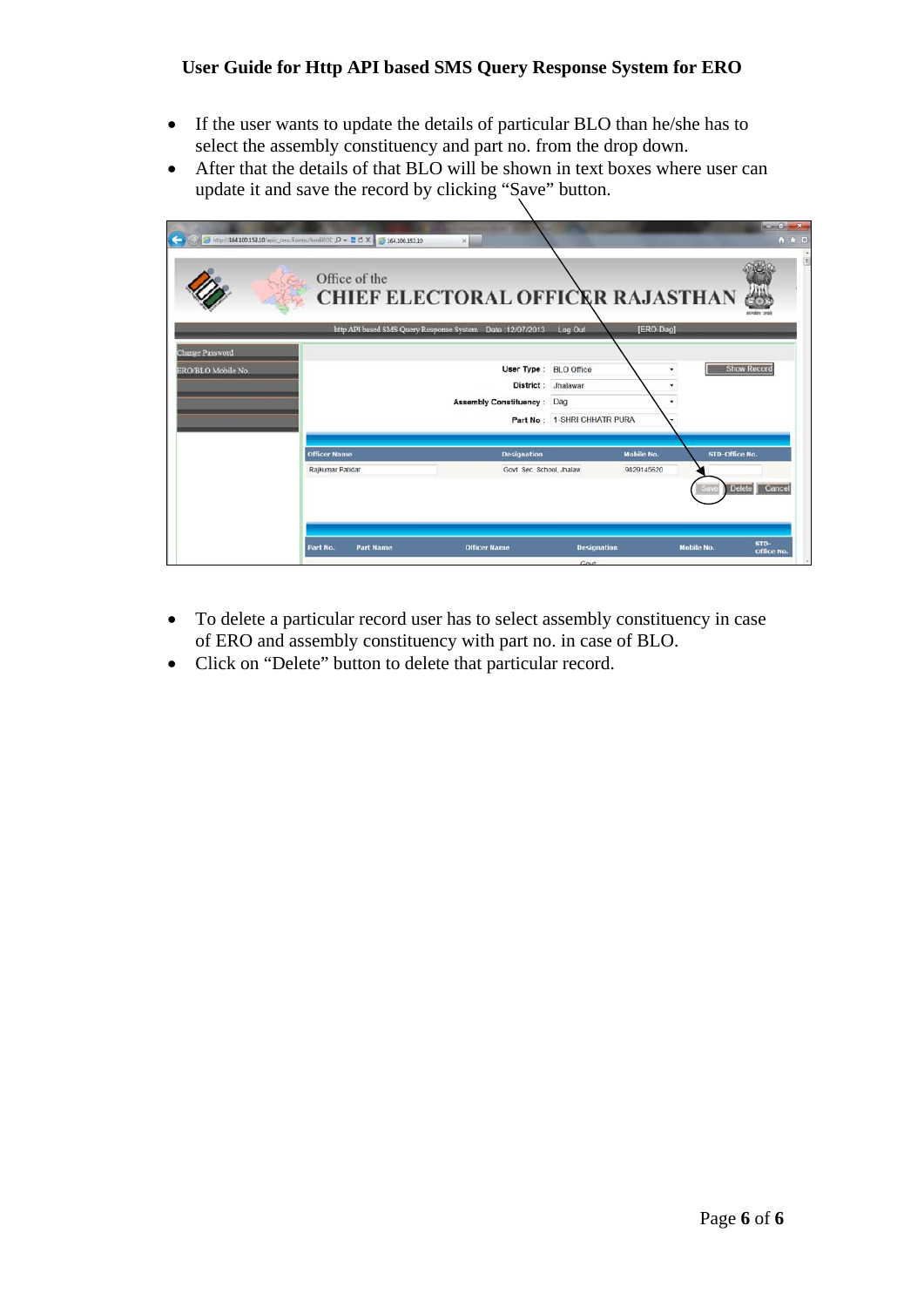- If the user wants to update the details of particular BLO than he/she has to select the assembly constituency and part no. from the drop down.
- After that the details of that BLO will be shown in text boxes where user can update it and save the record by clicking "Save" button.

- To delete a particular record user has to select assembly constituency in case of ERO and assembly constituency with part no. in case of BLO.
- Click on "Delete" button to delete that particular record.